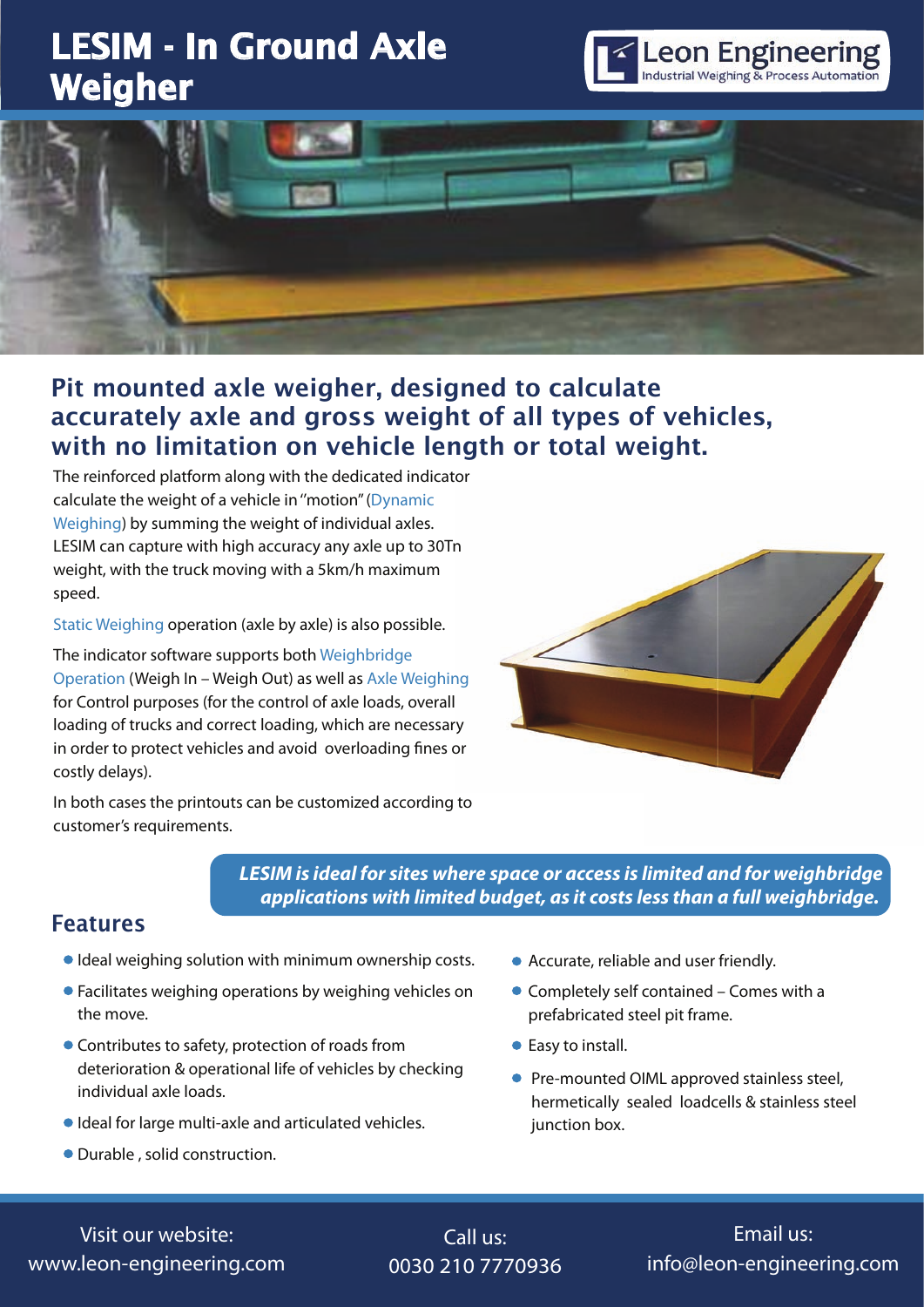# LESIM - In Ground Axle Weigher

Leon Engineering
Industrial Weighing & Process Automation

## Pit mounted axle weigher, designed to calculate accurately axle and gross weight of all types of vehicles, with no limitation on vehicle length or total weight.

The reinforced platform along with the dedicated indicator calculate the weight of a vehicle in "motion" (Dynamic Weighing) by summing the weight of individual axles. LESIM can capture with high accuracy any axle up to 30Tn weight, with the truck moving with a 5km/h maximum speed.

Static Weighing operation (axle by axle) is also possible.

The indicator software supports both Weighbridge Operation (Weigh In – Weigh Out) as well as Axle Weighing for Control purposes (for the control of axle loads, overall loading of trucks and correct loading, which are necessary in order to protect vehicles and avoid overloading fines or costly delays).

In both cases the printouts can be customized according to customer's requirements.

***LESIM is ideal for sites where space or access is limited and for weighbridge applications with limited budget, as it costs less than a full weighbridge.***

## Features

- Ideal weighing solution with minimum ownership costs.
- Facilitates weighing operations by weighing vehicles on the move.
- Contributes to safety, protection of roads from deterioration & operational life of vehicles by checking individual axle loads.
- Ideal for large multi-axle and articulated vehicles.
- Durable , solid construction.
- Accurate, reliable and user friendly.
- Completely self contained – Comes with a prefabricated steel pit frame.
- Easy to install.
- Pre-mounted OIML approved stainless steel, hermetically sealed loadcells & stainless steel junction box.

Visit our website: www.leon-engineering.com

Call us: 0030 210 7770936

Email us: info@leon-engineering.com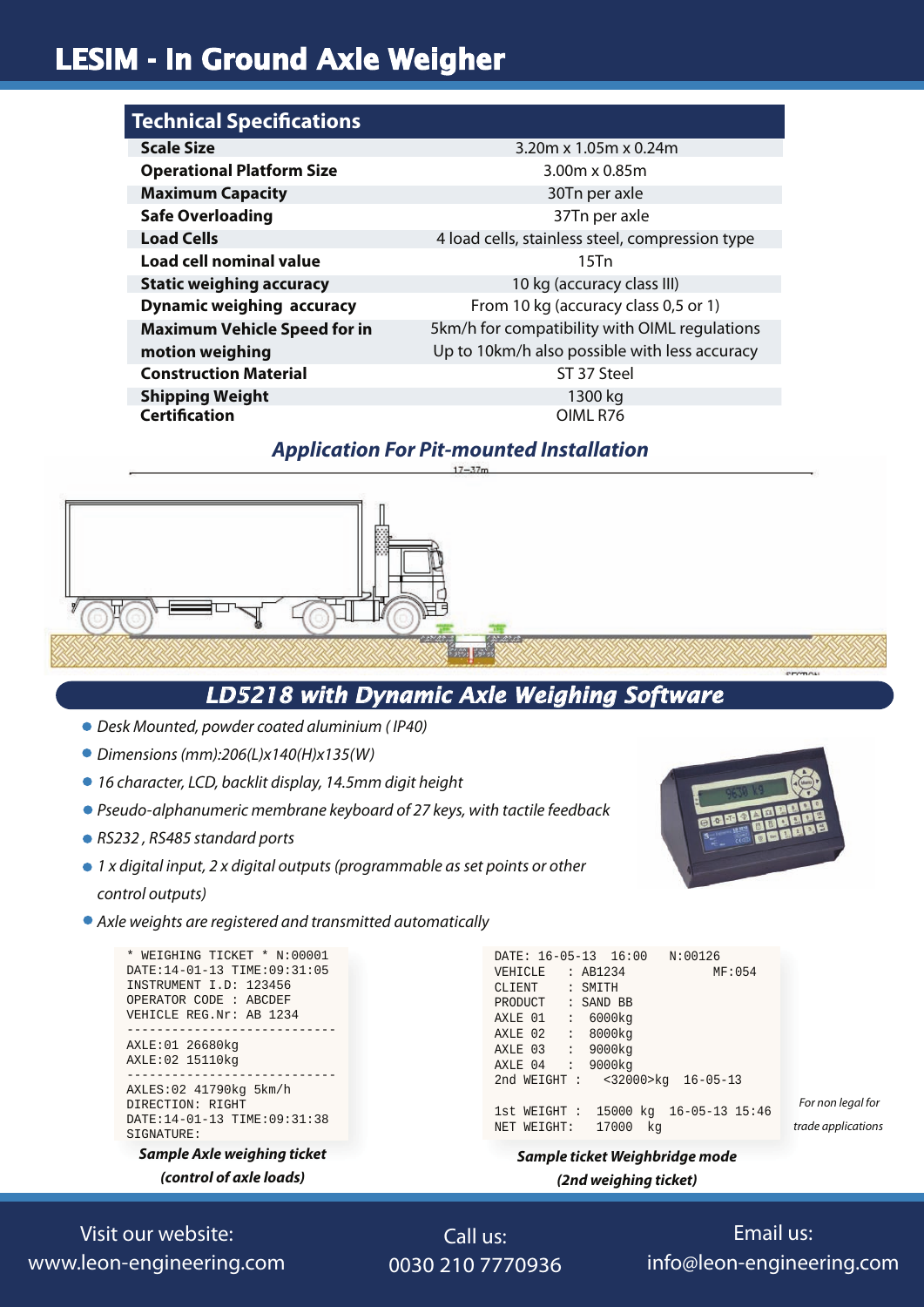# LESIM - In Ground Axle Weigher

## Technical Specifications

| | |
|---|---|
| **Scale Size** | 3.20m x 1.05m x 0.24m |
| **Operational Platform Size** | 3.00m x 0.85m |
| **Maximum Capacity** | 30Tn per axle |
| **Safe Overloading** | 37Tn per axle |
| **Load Cells** | 4 load cells, stainless steel, compression type |
| **Load cell nominal value** | 15Tn |
| **Static weighing accuracy** | 10 kg (accuracy class III) |
| **Dynamic weighing accuracy** | From 10 kg (accuracy class 0,5 or 1) |
| **Maximum Vehicle Speed for in motion weighing** | 5km/h for compatibility with OIML regulations<br>Up to 10km/h also possible with less accuracy |
| **Construction Material** | ST 37 Steel |
| **Shipping Weight** | 1300 kg |
| **Certification** | OIML R76 |

## *Application For Pit-mounted Installation*

17~37m

## *LD5218 with Dynamic Axle Weighing Software*

- *Desk Mounted, powder coated aluminium ( IP40)*
- *Dimensions (mm):206(L)x140(H)x135(W)*
- *16 character, LCD, backlit display, 14.5mm digit height*
- *Pseudo-alphanumeric membrane keyboard of 27 keys, with tactile feedback*
- *RS232 , RS485 standard ports*
- *1 x digital input, 2 x digital outputs (programmable as set points or other control outputs)*
- *Axle weights are registered and transmitted automatically*

```
 * WEIGHING TICKET * N:00001
DATE:14-01-13 TIME:09:31:05
INSTRUMENT I.D: 123456
OPERATOR CODE : ABCDEF
VEHICLE REG.Nr: AB 1234
---------------------------
AXLE:01 26680kg
AXLE:02 15110kg
---------------------------
AXLES:02 41790kg 5km/h
DIRECTION: RIGHT
DATE:14-01-13 TIME:09:31:38
SIGNATURE:
```

***Sample Axle weighing ticket (control of axle loads)***

```
DATE: 16-05-13  16:00   N:00126
VEHICLE   : AB1234           MF:054
CLIENT    : SMITH
PRODUCT   : SAND BB
AXLE 01   :  6000kg
AXLE 02   :  8000kg
AXLE 03   :  9000kg
AXLE 04   :  9000kg
2nd WEIGHT :    <32000>kg  16-05-13

1st WEIGHT :  15000 kg  16-05-13 15:46
NET WEIGHT:   17000  kg
```

*For non legal for trade applications*

***Sample ticket Weighbridge mode (2nd weighing ticket)***

Visit our website: www.leon-engineering.com

Call us: 0030 210 7770936

Email us: info@leon-engineering.com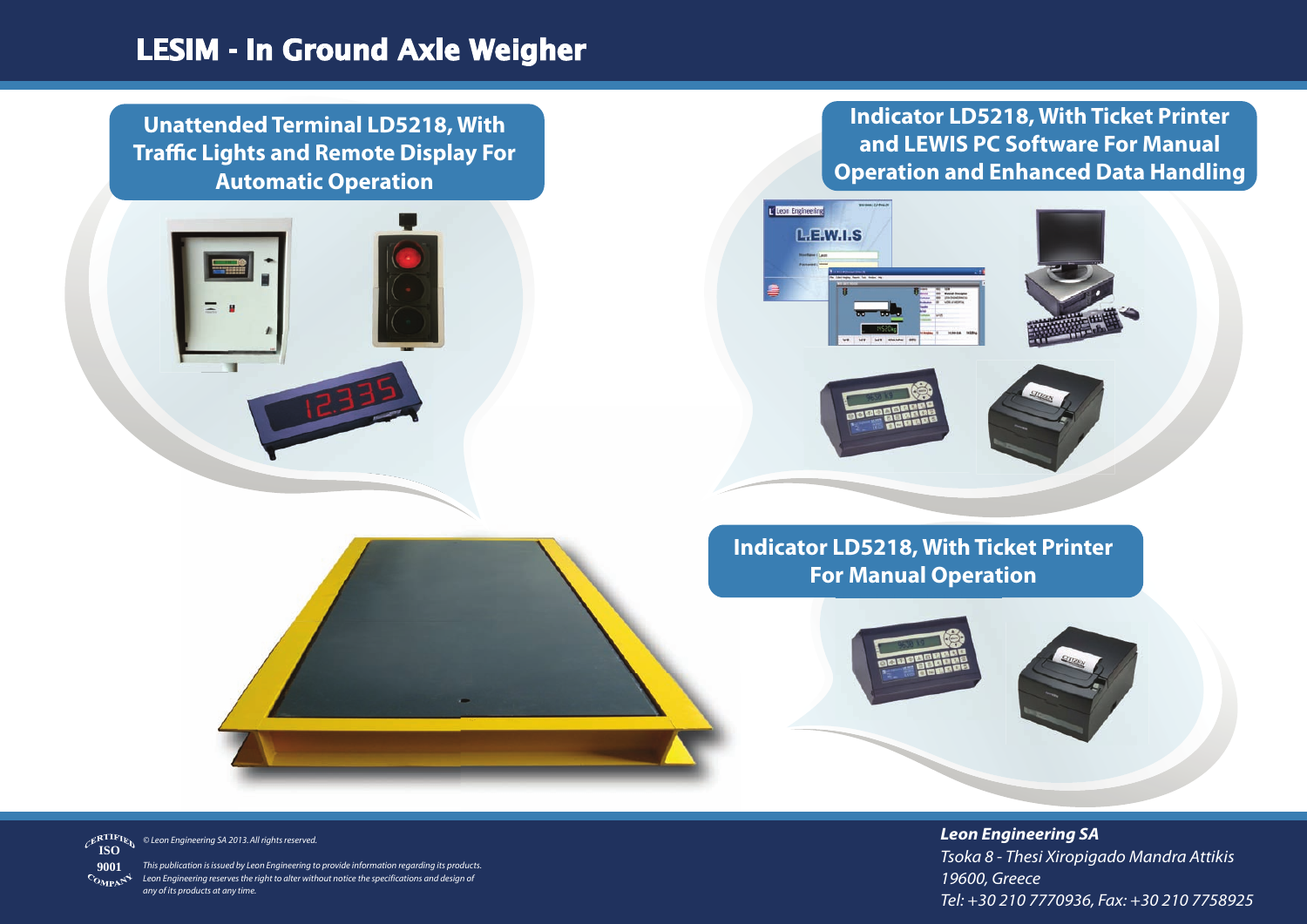# LESIM - In Ground Axle Weigher

## Unattended Terminal LD5218, With Traffic Lights and Remote Display For Automatic Operation

## Indicator LD5218, With Ticket Printer and LEWIS PC Software For Manual Operation and Enhanced Data Handling

## Indicator LD5218, With Ticket Printer For Manual Operation

CERTIFIED ISO 9001 COMPANY

*© Leon Engineering SA 2013. All rights reserved.*

*This publication is issued by Leon Engineering to provide information regarding its products. Leon Engineering reserves the right to alter without notice the specifications and design of any of its products at any time.*

***Leon Engineering SA***
*Tsoka 8 - Thesi Xiropigado Mandra Attikis*
*19600, Greece*
*Tel: +30 210 7770936, Fax: +30 210 7758925*